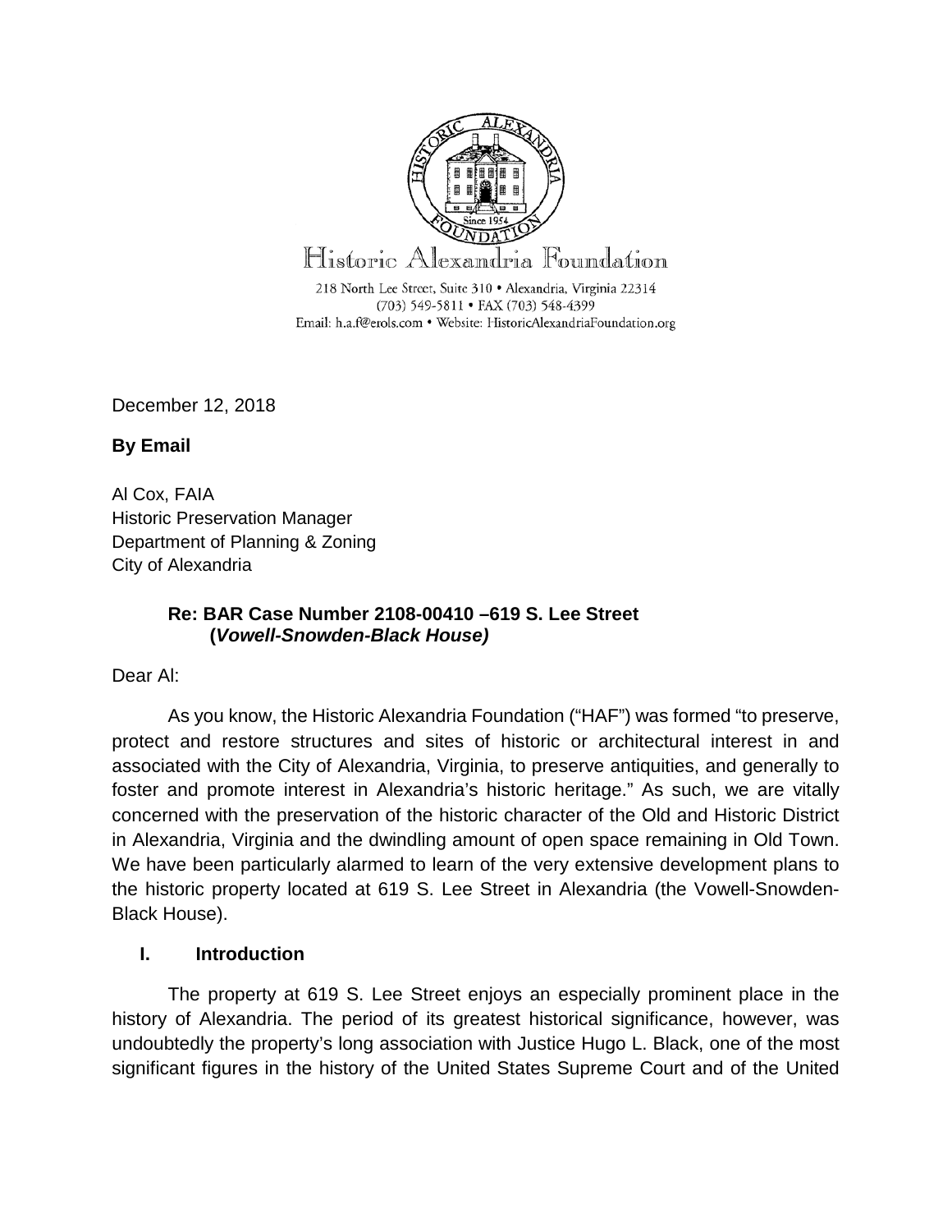Historic Alexandria Foundation

218 North Lee Street, Suite 310 • Alexandria, Virginia 22314
(703) 549-5811 • FAX (703) 548-4399
Email: h.a.f@erols.com • Website: HistoricAlexandriaFoundation.org

December 12, 2018

**By Email**

Al Cox, FAIA
Historic Preservation Manager
Department of Planning & Zoning
City of Alexandria

**Re: BAR Case Number 2108-00410 –619 S. Lee Street**
**(*Vowell-Snowden-Black House*)**

Dear Al:

As you know, the Historic Alexandria Foundation ("HAF") was formed "to preserve, protect and restore structures and sites of historic or architectural interest in and associated with the City of Alexandria, Virginia, to preserve antiquities, and generally to foster and promote interest in Alexandria's historic heritage." As such, we are vitally concerned with the preservation of the historic character of the Old and Historic District in Alexandria, Virginia and the dwindling amount of open space remaining in Old Town. We have been particularly alarmed to learn of the very extensive development plans to the historic property located at 619 S. Lee Street in Alexandria (the Vowell-Snowden-Black House).

## I. Introduction

The property at 619 S. Lee Street enjoys an especially prominent place in the history of Alexandria. The period of its greatest historical significance, however, was undoubtedly the property's long association with Justice Hugo L. Black, one of the most significant figures in the history of the United States Supreme Court and of the United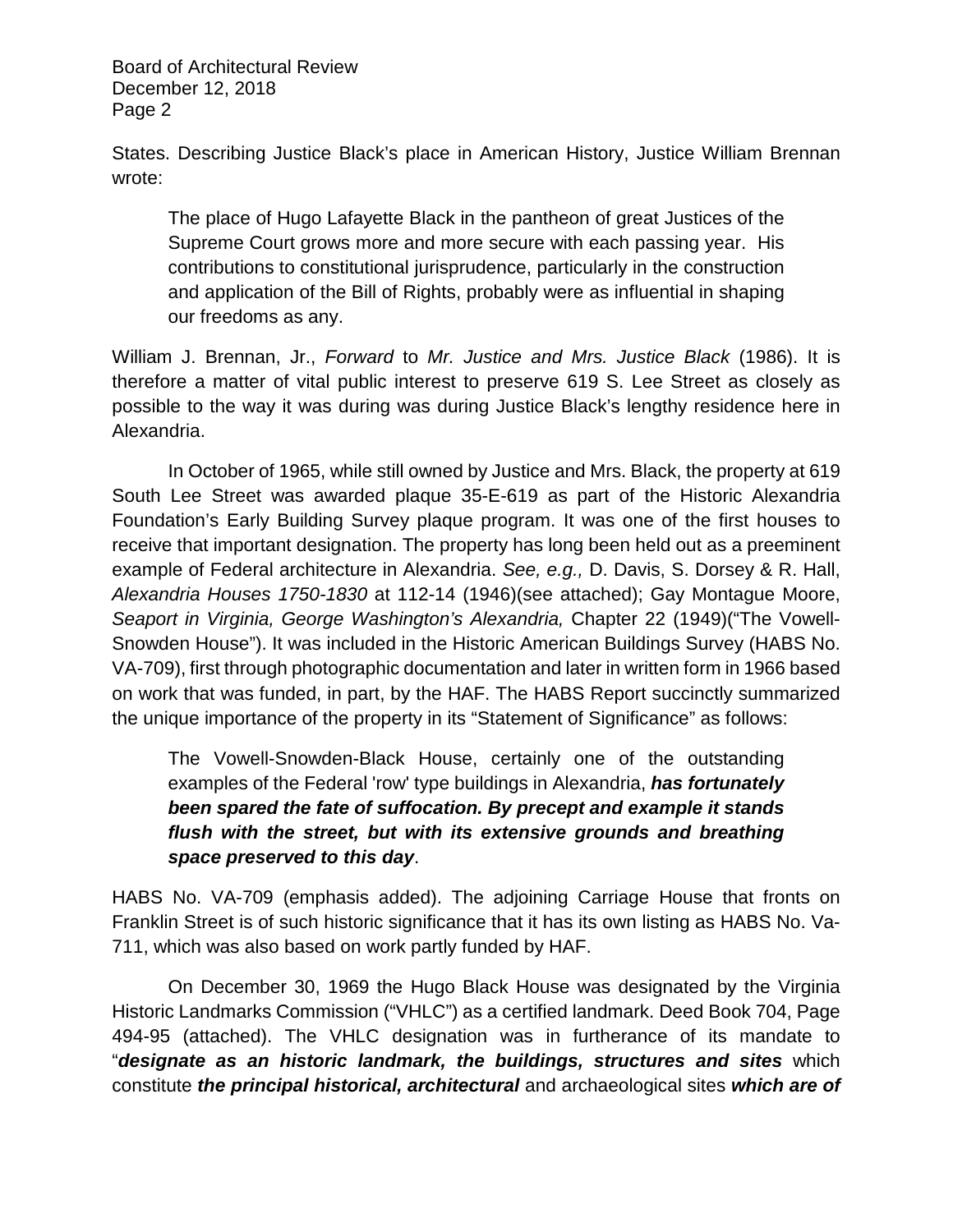States. Describing Justice Black's place in American History, Justice William Brennan wrote:

> The place of Hugo Lafayette Black in the pantheon of great Justices of the Supreme Court grows more and more secure with each passing year. His contributions to constitutional jurisprudence, particularly in the construction and application of the Bill of Rights, probably were as influential in shaping our freedoms as any.

William J. Brennan, Jr., *Forward* to *Mr. Justice and Mrs. Justice Black* (1986). It is therefore a matter of vital public interest to preserve 619 S. Lee Street as closely as possible to the way it was during was during Justice Black's lengthy residence here in Alexandria.

In October of 1965, while still owned by Justice and Mrs. Black, the property at 619 South Lee Street was awarded plaque 35-E-619 as part of the Historic Alexandria Foundation's Early Building Survey plaque program. It was one of the first houses to receive that important designation. The property has long been held out as a preeminent example of Federal architecture in Alexandria. *See, e.g.,* D. Davis, S. Dorsey & R. Hall, *Alexandria Houses 1750-1830* at 112-14 (1946)(see attached); Gay Montague Moore, *Seaport in Virginia, George Washington's Alexandria,* Chapter 22 (1949)("The Vowell-Snowden House"). It was included in the Historic American Buildings Survey (HABS No. VA-709), first through photographic documentation and later in written form in 1966 based on work that was funded, in part, by the HAF. The HABS Report succinctly summarized the unique importance of the property in its "Statement of Significance" as follows:

> The Vowell-Snowden-Black House, certainly one of the outstanding examples of the Federal 'row' type buildings in Alexandria, ***has fortunately been spared the fate of suffocation. By precept and example it stands flush with the street, but with its extensive grounds and breathing space preserved to this day***.

HABS No. VA-709 (emphasis added). The adjoining Carriage House that fronts on Franklin Street is of such historic significance that it has its own listing as HABS No. Va-711, which was also based on work partly funded by HAF.

On December 30, 1969 the Hugo Black House was designated by the Virginia Historic Landmarks Commission ("VHLC") as a certified landmark. Deed Book 704, Page 494-95 (attached). The VHLC designation was in furtherance of its mandate to "***designate as an historic landmark, the buildings, structures and sites*** which constitute ***the principal historical, architectural*** and archaeological sites ***which are of***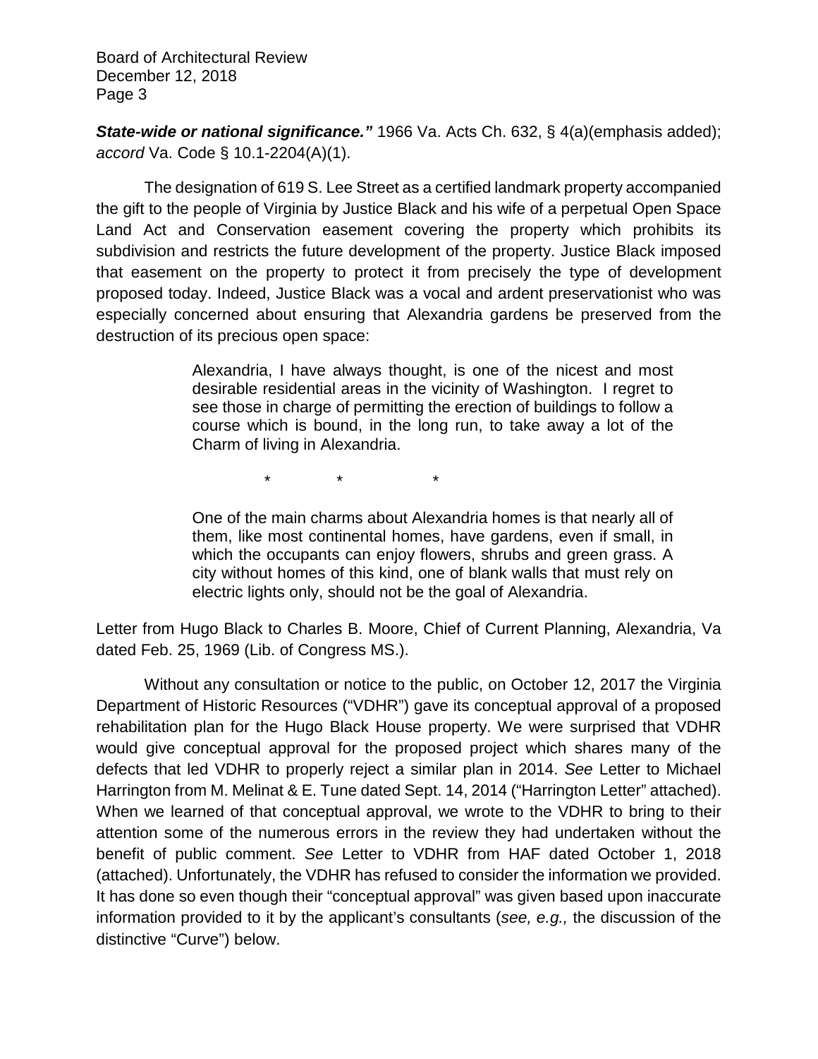***State-wide or national significance."*** 1966 Va. Acts Ch. 632, § 4(a)(emphasis added); *accord* Va. Code § 10.1-2204(A)(1).

The designation of 619 S. Lee Street as a certified landmark property accompanied the gift to the people of Virginia by Justice Black and his wife of a perpetual Open Space Land Act and Conservation easement covering the property which prohibits its subdivision and restricts the future development of the property. Justice Black imposed that easement on the property to protect it from precisely the type of development proposed today. Indeed, Justice Black was a vocal and ardent preservationist who was especially concerned about ensuring that Alexandria gardens be preserved from the destruction of its precious open space:

> Alexandria, I have always thought, is one of the nicest and most desirable residential areas in the vicinity of Washington. I regret to see those in charge of permitting the erection of buildings to follow a course which is bound, in the long run, to take away a lot of the Charm of living in Alexandria.
>
> \* \* \*
>
> One of the main charms about Alexandria homes is that nearly all of them, like most continental homes, have gardens, even if small, in which the occupants can enjoy flowers, shrubs and green grass. A city without homes of this kind, one of blank walls that must rely on electric lights only, should not be the goal of Alexandria.

Letter from Hugo Black to Charles B. Moore, Chief of Current Planning, Alexandria, Va dated Feb. 25, 1969 (Lib. of Congress MS.).

Without any consultation or notice to the public, on October 12, 2017 the Virginia Department of Historic Resources ("VDHR") gave its conceptual approval of a proposed rehabilitation plan for the Hugo Black House property. We were surprised that VDHR would give conceptual approval for the proposed project which shares many of the defects that led VDHR to properly reject a similar plan in 2014. *See* Letter to Michael Harrington from M. Melinat & E. Tune dated Sept. 14, 2014 ("Harrington Letter" attached). When we learned of that conceptual approval, we wrote to the VDHR to bring to their attention some of the numerous errors in the review they had undertaken without the benefit of public comment. *See* Letter to VDHR from HAF dated October 1, 2018 (attached). Unfortunately, the VDHR has refused to consider the information we provided. It has done so even though their "conceptual approval" was given based upon inaccurate information provided to it by the applicant's consultants (*see, e.g.,* the discussion of the distinctive "Curve") below.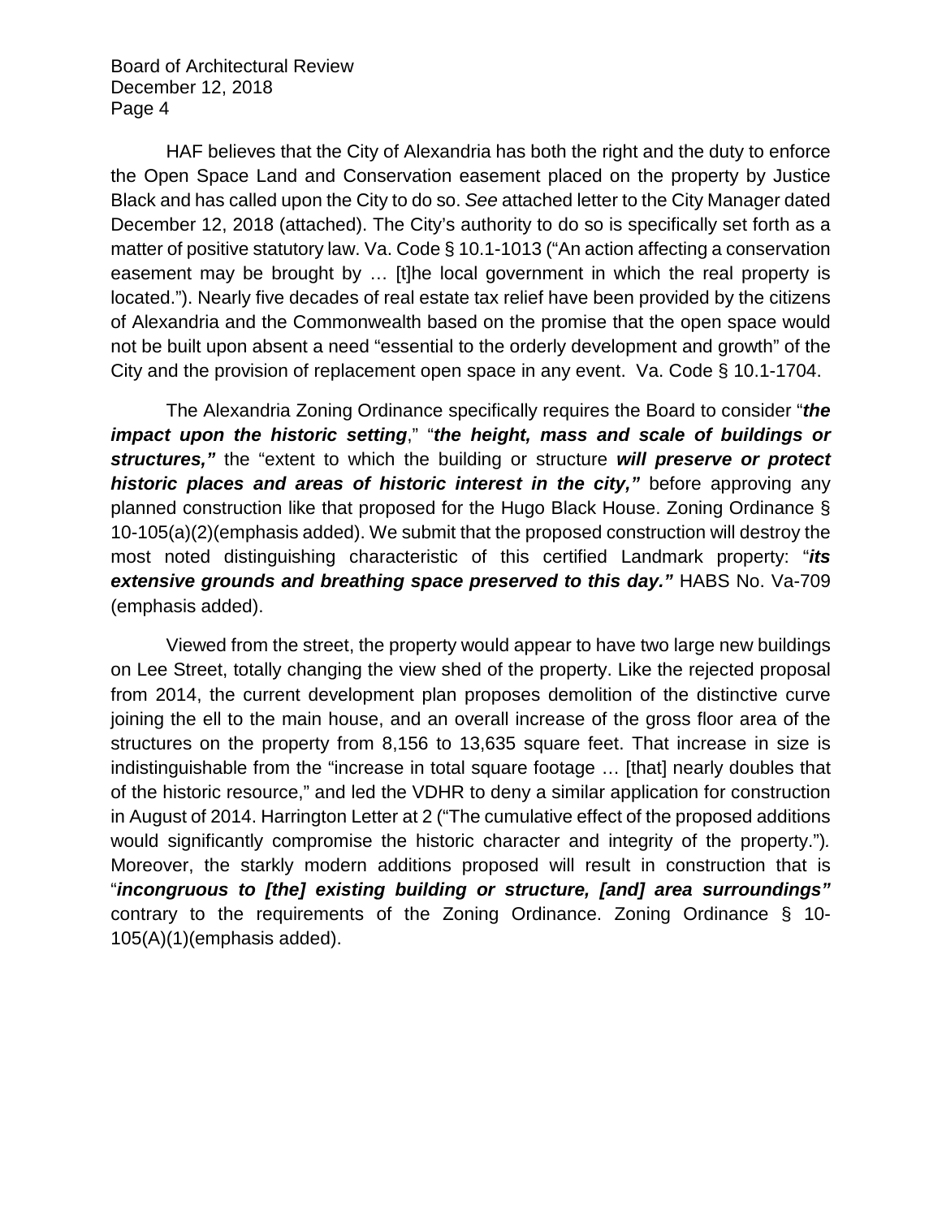HAF believes that the City of Alexandria has both the right and the duty to enforce the Open Space Land and Conservation easement placed on the property by Justice Black and has called upon the City to do so. *See* attached letter to the City Manager dated December 12, 2018 (attached). The City's authority to do so is specifically set forth as a matter of positive statutory law. Va. Code § 10.1-1013 ("An action affecting a conservation easement may be brought by … [t]he local government in which the real property is located."). Nearly five decades of real estate tax relief have been provided by the citizens of Alexandria and the Commonwealth based on the promise that the open space would not be built upon absent a need "essential to the orderly development and growth" of the City and the provision of replacement open space in any event. Va. Code § 10.1-1704.

The Alexandria Zoning Ordinance specifically requires the Board to consider "***the impact upon the historic setting***," "***the height, mass and scale of buildings or structures,"*** the "extent to which the building or structure ***will preserve or protect historic places and areas of historic interest in the city,"*** before approving any planned construction like that proposed for the Hugo Black House. Zoning Ordinance § 10-105(a)(2)(emphasis added). We submit that the proposed construction will destroy the most noted distinguishing characteristic of this certified Landmark property: "***its extensive grounds and breathing space preserved to this day."*** HABS No. Va-709 (emphasis added).

Viewed from the street, the property would appear to have two large new buildings on Lee Street, totally changing the view shed of the property. Like the rejected proposal from 2014, the current development plan proposes demolition of the distinctive curve joining the ell to the main house, and an overall increase of the gross floor area of the structures on the property from 8,156 to 13,635 square feet. That increase in size is indistinguishable from the "increase in total square footage … [that] nearly doubles that of the historic resource," and led the VDHR to deny a similar application for construction in August of 2014. Harrington Letter at 2 ("The cumulative effect of the proposed additions would significantly compromise the historic character and integrity of the property."). Moreover, the starkly modern additions proposed will result in construction that is "***incongruous to [the] existing building or structure, [and] area surroundings"*** contrary to the requirements of the Zoning Ordinance. Zoning Ordinance § 10-105(A)(1)(emphasis added).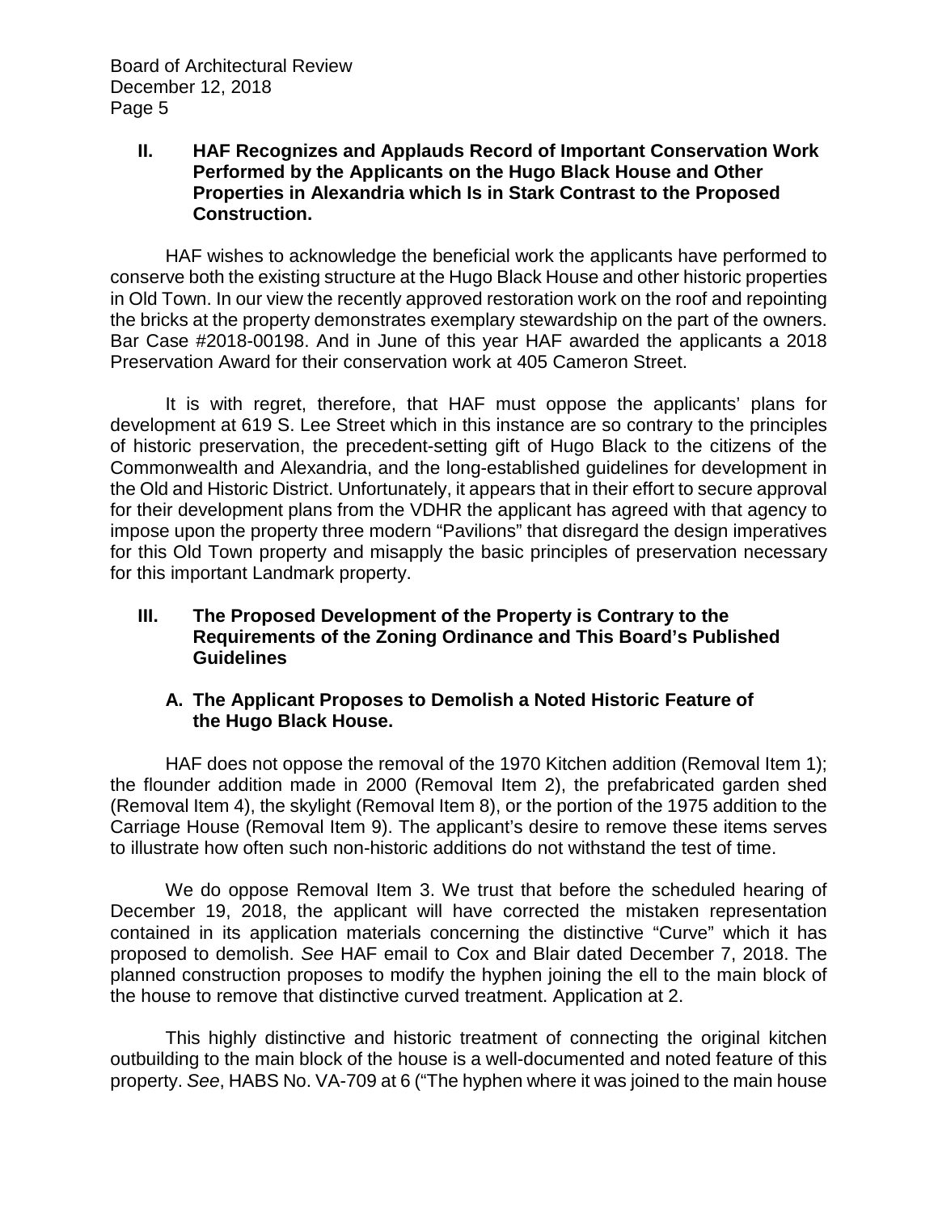## II. HAF Recognizes and Applauds Record of Important Conservation Work Performed by the Applicants on the Hugo Black House and Other Properties in Alexandria which Is in Stark Contrast to the Proposed Construction.

HAF wishes to acknowledge the beneficial work the applicants have performed to conserve both the existing structure at the Hugo Black House and other historic properties in Old Town. In our view the recently approved restoration work on the roof and repointing the bricks at the property demonstrates exemplary stewardship on the part of the owners. Bar Case #2018-00198. And in June of this year HAF awarded the applicants a 2018 Preservation Award for their conservation work at 405 Cameron Street.

It is with regret, therefore, that HAF must oppose the applicants' plans for development at 619 S. Lee Street which in this instance are so contrary to the principles of historic preservation, the precedent-setting gift of Hugo Black to the citizens of the Commonwealth and Alexandria, and the long-established guidelines for development in the Old and Historic District. Unfortunately, it appears that in their effort to secure approval for their development plans from the VDHR the applicant has agreed with that agency to impose upon the property three modern "Pavilions" that disregard the design imperatives for this Old Town property and misapply the basic principles of preservation necessary for this important Landmark property.

## III. The Proposed Development of the Property is Contrary to the Requirements of the Zoning Ordinance and This Board's Published Guidelines

### A. The Applicant Proposes to Demolish a Noted Historic Feature of the Hugo Black House.

HAF does not oppose the removal of the 1970 Kitchen addition (Removal Item 1); the flounder addition made in 2000 (Removal Item 2), the prefabricated garden shed (Removal Item 4), the skylight (Removal Item 8), or the portion of the 1975 addition to the Carriage House (Removal Item 9). The applicant's desire to remove these items serves to illustrate how often such non-historic additions do not withstand the test of time.

We do oppose Removal Item 3. We trust that before the scheduled hearing of December 19, 2018, the applicant will have corrected the mistaken representation contained in its application materials concerning the distinctive "Curve" which it has proposed to demolish. *See* HAF email to Cox and Blair dated December 7, 2018. The planned construction proposes to modify the hyphen joining the ell to the main block of the house to remove that distinctive curved treatment. Application at 2.

This highly distinctive and historic treatment of connecting the original kitchen outbuilding to the main block of the house is a well-documented and noted feature of this property. *See*, HABS No. VA-709 at 6 ("The hyphen where it was joined to the main house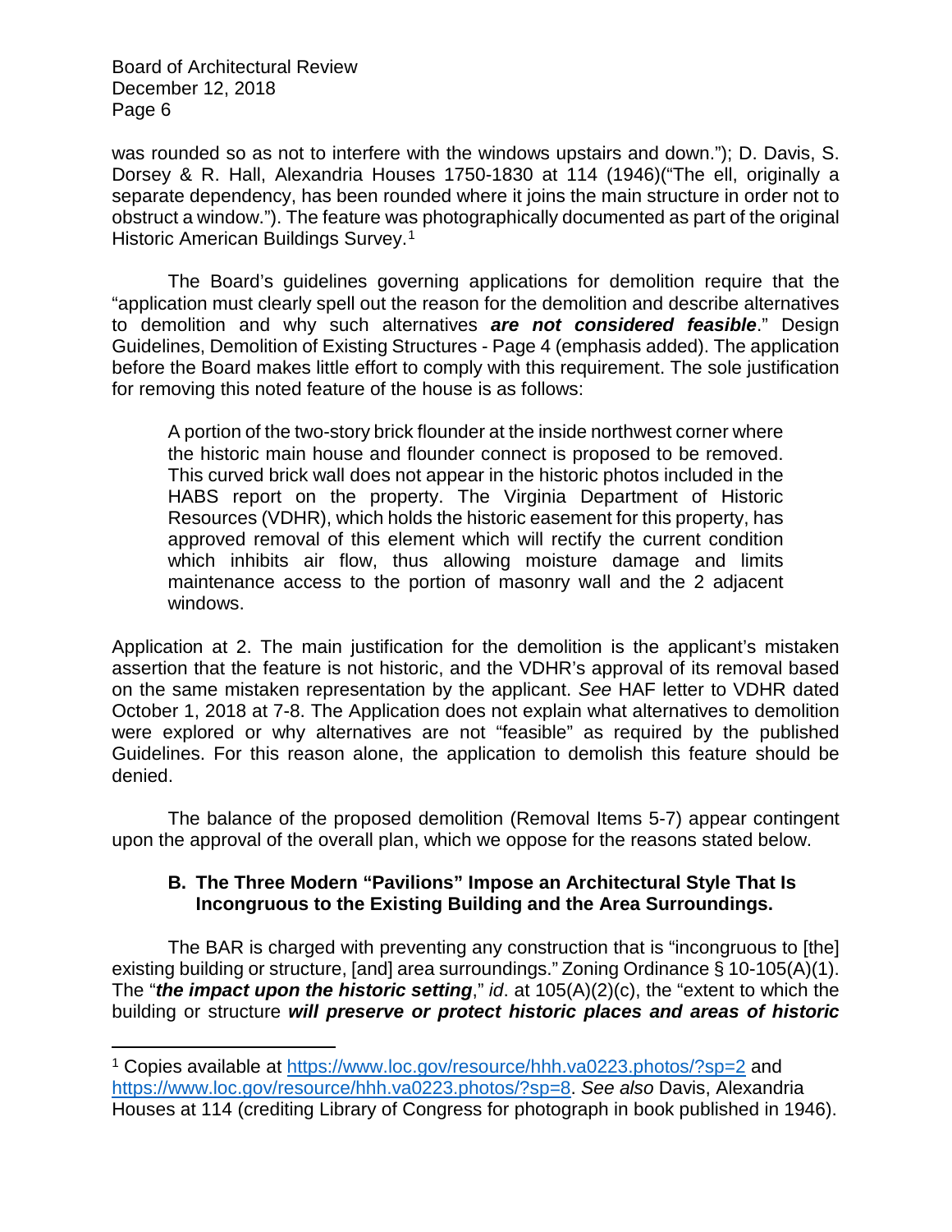was rounded so as not to interfere with the windows upstairs and down."); D. Davis, S. Dorsey & R. Hall, Alexandria Houses 1750-1830 at 114 (1946)("The ell, originally a separate dependency, has been rounded where it joins the main structure in order not to obstruct a window."). The feature was photographically documented as part of the original Historic American Buildings Survey.[1]

The Board's guidelines governing applications for demolition require that the "application must clearly spell out the reason for the demolition and describe alternatives to demolition and why such alternatives ***are not considered feasible***." Design Guidelines, Demolition of Existing Structures - Page 4 (emphasis added). The application before the Board makes little effort to comply with this requirement. The sole justification for removing this noted feature of the house is as follows:

> A portion of the two-story brick flounder at the inside northwest corner where the historic main house and flounder connect is proposed to be removed. This curved brick wall does not appear in the historic photos included in the HABS report on the property. The Virginia Department of Historic Resources (VDHR), which holds the historic easement for this property, has approved removal of this element which will rectify the current condition which inhibits air flow, thus allowing moisture damage and limits maintenance access to the portion of masonry wall and the 2 adjacent windows.

Application at 2. The main justification for the demolition is the applicant's mistaken assertion that the feature is not historic, and the VDHR's approval of its removal based on the same mistaken representation by the applicant. *See* HAF letter to VDHR dated October 1, 2018 at 7-8. The Application does not explain what alternatives to demolition were explored or why alternatives are not "feasible" as required by the published Guidelines. For this reason alone, the application to demolish this feature should be denied.

The balance of the proposed demolition (Removal Items 5-7) appear contingent upon the approval of the overall plan, which we oppose for the reasons stated below.

### B. The Three Modern "Pavilions" Impose an Architectural Style That Is Incongruous to the Existing Building and the Area Surroundings.

The BAR is charged with preventing any construction that is "incongruous to [the] existing building or structure, [and] area surroundings." Zoning Ordinance § 10-105(A)(1). The "***the impact upon the historic setting***," *id*. at 105(A)(2)(c), the "extent to which the building or structure ***will preserve or protect historic places and areas of historic***

---

[1] Copies available at https://www.loc.gov/resource/hhh.va0223.photos/?sp=2 and https://www.loc.gov/resource/hhh.va0223.photos/?sp=8. *See also* Davis, Alexandria Houses at 114 (crediting Library of Congress for photograph in book published in 1946).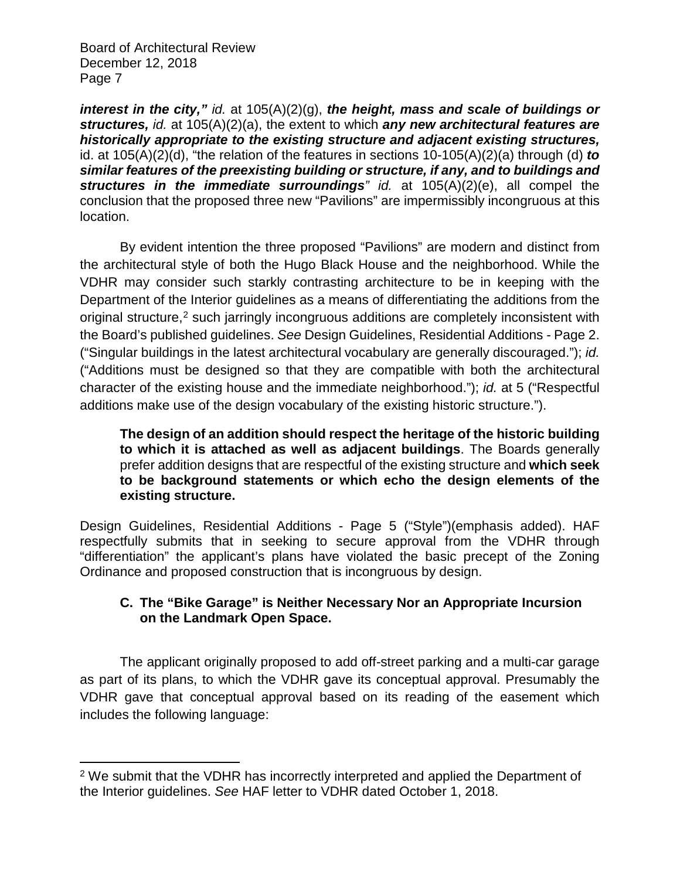***interest in the city,"*** *id.* at 105(A)(2)(g), ***the height, mass and scale of buildings or structures,*** *id.* at 105(A)(2)(a), the extent to which ***any new architectural features are historically appropriate to the existing structure and adjacent existing structures,*** id. at 105(A)(2)(d), "the relation of the features in sections 10-105(A)(2)(a) through (d) ***to similar features of the preexisting building or structure, if any, and to buildings and structures in the immediate surroundings****"* *id.* at 105(A)(2)(e), all compel the conclusion that the proposed three new "Pavilions" are impermissibly incongruous at this location.

By evident intention the three proposed "Pavilions" are modern and distinct from the architectural style of both the Hugo Black House and the neighborhood. While the VDHR may consider such starkly contrasting architecture to be in keeping with the Department of the Interior guidelines as a means of differentiating the additions from the original structure,[2] such jarringly incongruous additions are completely inconsistent with the Board's published guidelines. *See* Design Guidelines, Residential Additions - Page 2. ("Singular buildings in the latest architectural vocabulary are generally discouraged."); *id.* ("Additions must be designed so that they are compatible with both the architectural character of the existing house and the immediate neighborhood."); *id.* at 5 ("Respectful additions make use of the design vocabulary of the existing historic structure.").

> **The design of an addition should respect the heritage of the historic building to which it is attached as well as adjacent buildings**. The Boards generally prefer addition designs that are respectful of the existing structure and **which seek to be background statements or which echo the design elements of the existing structure.**

Design Guidelines, Residential Additions - Page 5 ("Style")(emphasis added). HAF respectfully submits that in seeking to secure approval from the VDHR through "differentiation" the applicant's plans have violated the basic precept of the Zoning Ordinance and proposed construction that is incongruous by design.

### C. The "Bike Garage" is Neither Necessary Nor an Appropriate Incursion on the Landmark Open Space.

The applicant originally proposed to add off-street parking and a multi-car garage as part of its plans, to which the VDHR gave its conceptual approval. Presumably the VDHR gave that conceptual approval based on its reading of the easement which includes the following language:

[2] We submit that the VDHR has incorrectly interpreted and applied the Department of the Interior guidelines. *See* HAF letter to VDHR dated October 1, 2018.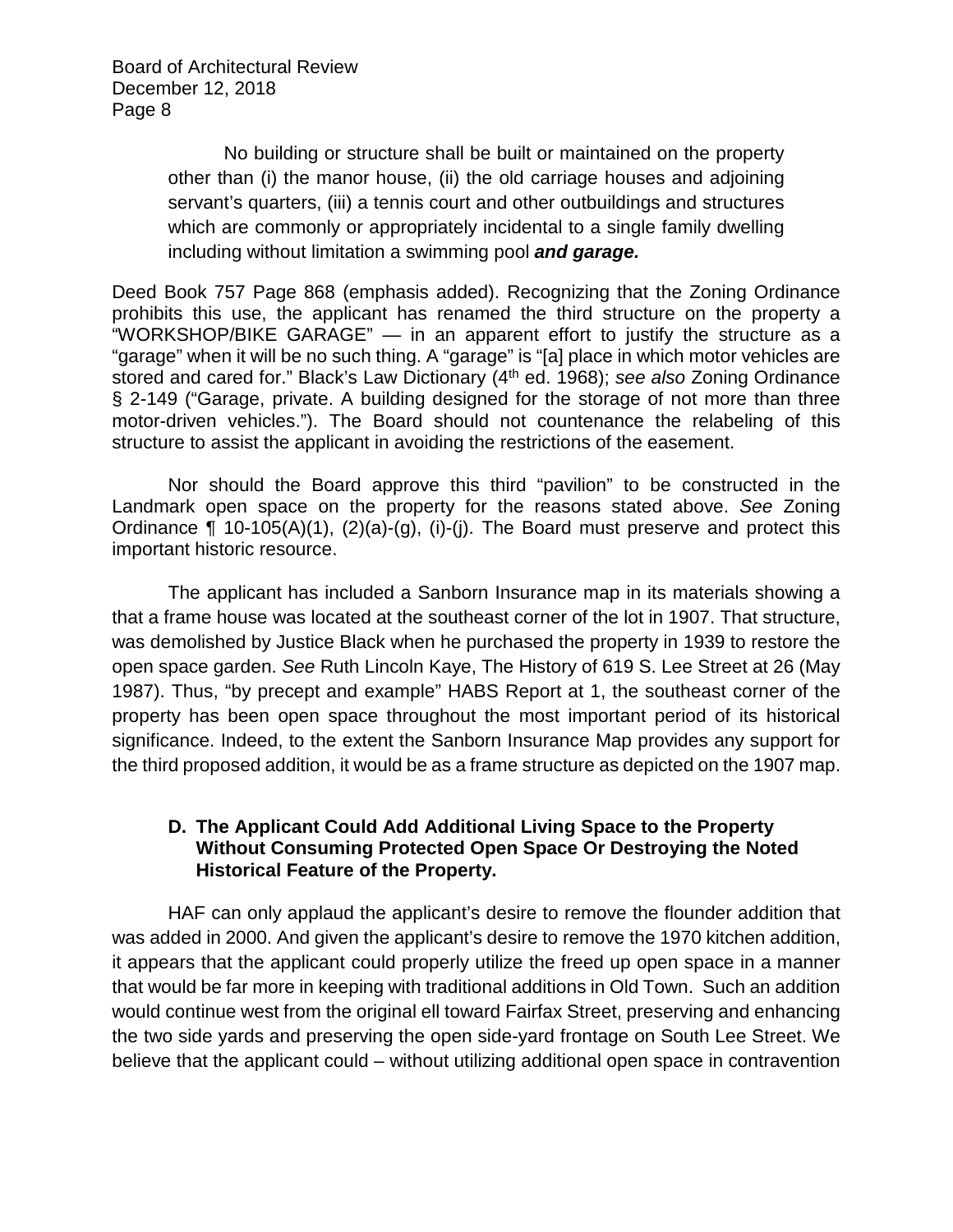> No building or structure shall be built or maintained on the property other than (i) the manor house, (ii) the old carriage houses and adjoining servant's quarters, (iii) a tennis court and other outbuildings and structures which are commonly or appropriately incidental to a single family dwelling including without limitation a swimming pool ***and garage.***

Deed Book 757 Page 868 (emphasis added). Recognizing that the Zoning Ordinance prohibits this use, the applicant has renamed the third structure on the property a "WORKSHOP/BIKE GARAGE" — in an apparent effort to justify the structure as a "garage" when it will be no such thing. A "garage" is "[a] place in which motor vehicles are stored and cared for." Black's Law Dictionary (4th ed. 1968); *see also* Zoning Ordinance § 2-149 ("Garage, private. A building designed for the storage of not more than three motor-driven vehicles."). The Board should not countenance the relabeling of this structure to assist the applicant in avoiding the restrictions of the easement.

Nor should the Board approve this third "pavilion" to be constructed in the Landmark open space on the property for the reasons stated above. *See* Zoning Ordinance ¶ 10-105(A)(1), (2)(a)-(g), (i)-(j). The Board must preserve and protect this important historic resource.

The applicant has included a Sanborn Insurance map in its materials showing a that a frame house was located at the southeast corner of the lot in 1907. That structure, was demolished by Justice Black when he purchased the property in 1939 to restore the open space garden. *See* Ruth Lincoln Kaye, The History of 619 S. Lee Street at 26 (May 1987). Thus, "by precept and example" HABS Report at 1, the southeast corner of the property has been open space throughout the most important period of its historical significance. Indeed, to the extent the Sanborn Insurance Map provides any support for the third proposed addition, it would be as a frame structure as depicted on the 1907 map.

### D. The Applicant Could Add Additional Living Space to the Property Without Consuming Protected Open Space Or Destroying the Noted Historical Feature of the Property.

HAF can only applaud the applicant's desire to remove the flounder addition that was added in 2000. And given the applicant's desire to remove the 1970 kitchen addition, it appears that the applicant could properly utilize the freed up open space in a manner that would be far more in keeping with traditional additions in Old Town. Such an addition would continue west from the original ell toward Fairfax Street, preserving and enhancing the two side yards and preserving the open side-yard frontage on South Lee Street. We believe that the applicant could – without utilizing additional open space in contravention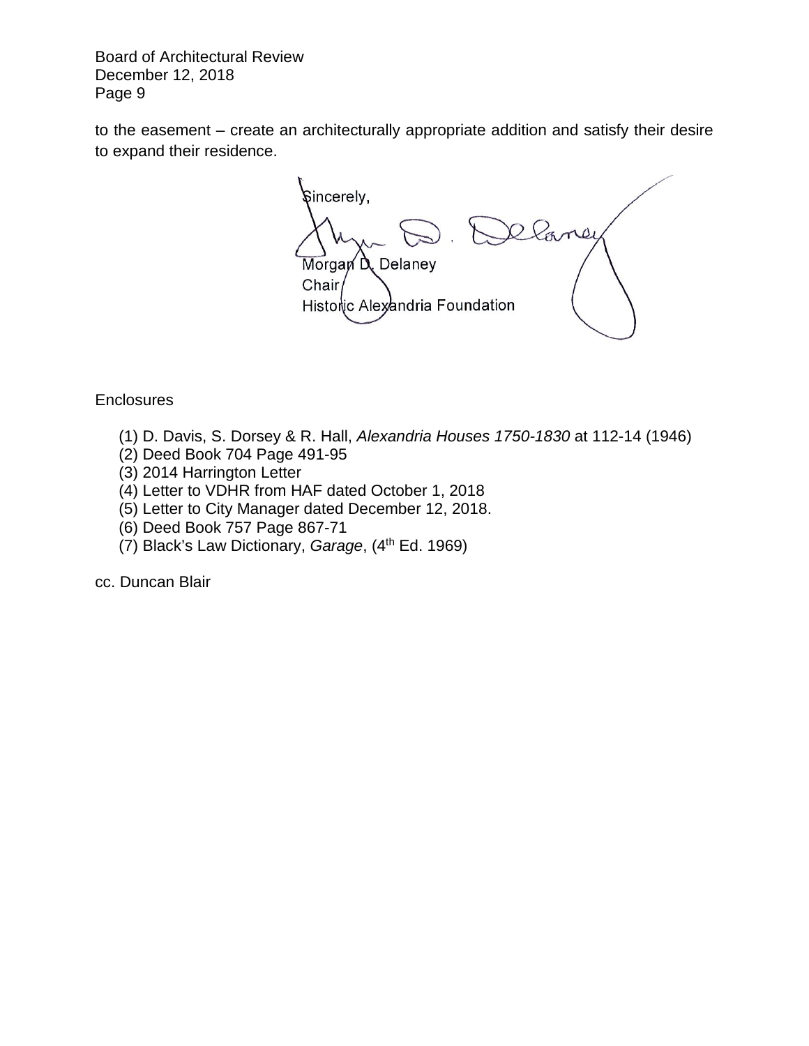to the easement – create an architecturally appropriate addition and satisfy their desire to expand their residence.

Sincerely,

Morgan D. Delaney
Chair
Historic Alexandria Foundation

Enclosures

(1) D. Davis, S. Dorsey & R. Hall, *Alexandria Houses 1750-1830* at 112-14 (1946)
(2) Deed Book 704 Page 491-95
(3) 2014 Harrington Letter
(4) Letter to VDHR from HAF dated October 1, 2018
(5) Letter to City Manager dated December 12, 2018.
(6) Deed Book 757 Page 867-71
(7) Black's Law Dictionary, *Garage*, (4th Ed. 1969)

cc. Duncan Blair